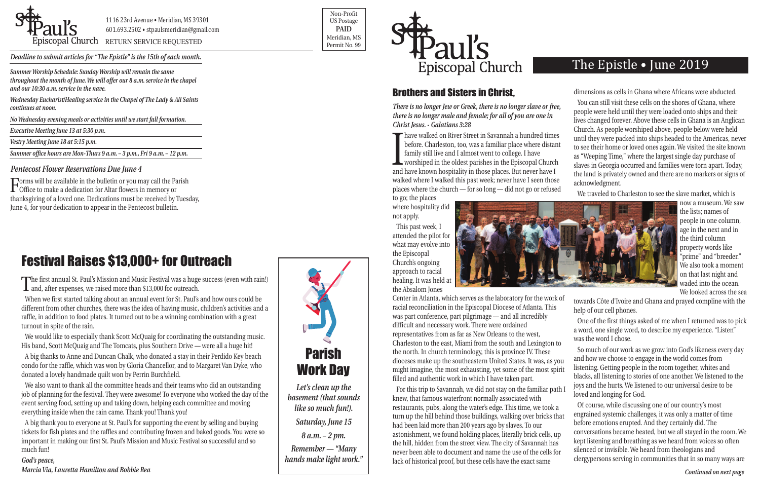St. Paul's Episcopal Church

1116 23rd Avenue • Meridian, MS 39301
601.693.2502 • stpaulsmeridian@gmail.com

RETURN SERVICE REQUESTED

Non-Profit
US Postage
**PAID**
Meridian, MS
Permit No. 99

***Deadline to submit articles for "The Epistle" is the 15th of each month.***

***Summer Worship Schedule: Sunday Worship will remain the same throughout the month of June. We will offer our 8 a.m. service in the chapel and our 10:30 a.m. service in the nave.***

***Wednesday Eucharist/Healing service in the Chapel of The Lady & All Saints continues at noon.***

***No Wednesday evening meals or activities until we start fall formation.***

***Executive Meeting June 13 at 5:30 p.m.***

***Vestry Meeting June 18 at 5:15 p.m.***

***Summer office hours are Mon-Thurs 9 a.m. – 3 p.m., Fri 9 a.m. – 12 p.m.***

### *Pentecost Flower Reservations Due June 4*

Forms will be available in the bulletin or you may call the Parish Office to make a dedication for Altar flowers in memory or thanksgiving of a loved one. Dedications must be received by Tuesday, June 4, for your dedication to appear in the Pentecost bulletin.

## Festival Raises $13,000+ for Outreach

The first annual St. Paul's Mission and Music Festival was a huge success (even with rain!) and, after expenses, we raised more than $13,000 for outreach.

When we first started talking about an annual event for St. Paul's and how ours could be different from other churches, there was the idea of having music, children's activities and a raffle, in addition to food plates. It turned out to be a winning combination with a great turnout in spite of the rain.

We would like to especially thank Scott McQuaig for coordinating the outstanding music. His band, Scott McQuaig and The Tomcats, plus Southern Drive — were all a huge hit!

A big thanks to Anne and Duncan Chalk, who donated a stay in their Perdido Key beach condo for the raffle, which was won by Gloria Chancellor, and to Margaret Van Dyke, who donated a lovely handmade quilt won by Perrin Burchfield.

We also want to thank all the committee heads and their teams who did an outstanding job of planning for the festival. They were awesome! To everyone who worked the day of the event serving food, setting up and taking down, helping each committee and moving everything inside when the rain came. Thank you! Thank you!

A big thank you to everyone at St. Paul's for supporting the event by selling and buying tickets for fish plates and the raffles and contributing frozen and baked goods. You were so important in making our first St. Paul's Mission and Music Festival so successful and so much fun!

***God's peace,***
***Marcia Via, Lauretta Hamilton and Bobbie Rea***

## Parish Work Day

*Let's clean up the basement (that sounds like so much fun!).*

*Saturday, June 15*

*8 a.m. – 2 pm.*

*Remember — "Many hands make light work."*

# The Epistle • June 2019

## Brothers and Sisters in Christ,

***There is no longer Jew or Greek, there is no longer slave or free, there is no longer male and female; for all of you are one in Christ Jesus. - Galatians 3:28***

I have walked on River Street in Savannah a hundred times before. Charleston, too, was a familiar place where distant family still live and I almost went to college. I have worshiped in the oldest parishes in the Episcopal Church and have known hospitality in those places. But never have I walked where I walked this past week; never have I seen those places where the church — for so long — did not go or refused to go; the places where hospitality did not apply.

This past week, I attended the pilot for what may evolve into the Episcopal Church's ongoing approach to racial healing. It was held at the Absalom Jones Center in Atlanta, which serves as the laboratory for the work of racial reconciliation in the Episcopal Diocese of Atlanta. This was part conference, part pilgrimage — and all incredibly difficult and necessary work. There were ordained representatives from as far as New Orleans to the west, Charleston to the east, Miami from the south and Lexington to the north. In church terminology, this is province IV. These dioceses make up the southeastern United States. It was, as you might imagine, the most exhausting, yet some of the most spirit filled and authentic work in which I have taken part.

For this trip to Savannah, we did not stay on the familiar path I knew, that famous waterfront normally associated with restaurants, pubs, along the water's edge. This time, we took a turn up the hill behind those buildings, walking over bricks that had been laid more than 200 years ago by slaves. To our astonishment, we found holding places, literally brick cells, up the hill, hidden from the street view. The city of Savannah has never been able to document and name the use of the cells for lack of historical proof, but these cells have the exact same dimensions as cells in Ghana where Africans were abducted.

You can still visit these cells on the shores of Ghana, where people were held until they were loaded onto ships and their lives changed forever. Above these cells in Ghana is an Anglican Church. As people worshiped above, people below were held until they were packed into ships headed to the Americas, never to see their home or loved ones again. We visited the site known as "Weeping Time," where the largest single day purchase of slaves in Georgia occurred and families were torn apart. Today, the land is privately owned and there are no markers or signs of acknowledgment.

We traveled to Charleston to see the slave market, which is now a museum. We saw the lists; names of people in one column, age in the next and in the third column property words like "prime" and "breeder." We also took a moment on that last night and waded into the ocean. We looked across the sea towards Côte d'Ivoire and Ghana and prayed compline with the help of our cell phones.

One of the first things asked of me when I returned was to pick a word, one single word, to describe my experience. "Listen" was the word I chose.

So much of our work as we grow into God's likeness every day and how we choose to engage in the world comes from listening. Getting people in the room together, whites and blacks, all listening to stories of one another. We listened to the joys and the hurts. We listened to our universal desire to be loved and longing for God.

Of course, while discussing one of our country's most engrained systemic challenges, it was only a matter of time before emotions erupted. And they certainly did. The conversations became heated, but we all stayed in the room. We kept listening and breathing as we heard from voices so often silenced or invisible. We heard from theologians and clergypersons serving in communities that in so many ways are

*Continued on next page*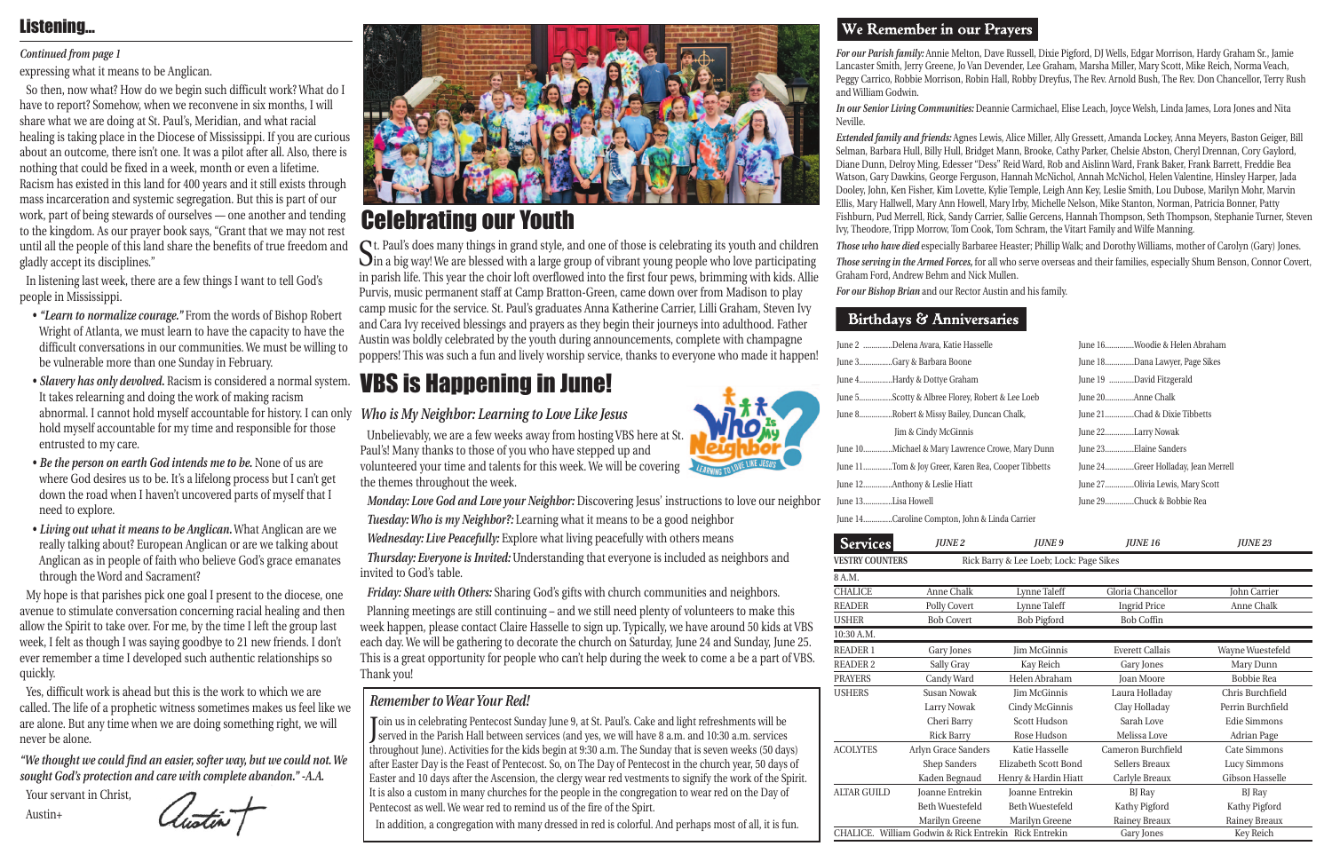## Listening...

*Continued from page 1*

expressing what it means to be Anglican.

So then, now what? How do we begin such difficult work? What do I have to report? Somehow, when we reconvene in six months, I will share what we are doing at St. Paul's, Meridian, and what racial healing is taking place in the Diocese of Mississippi. If you are curious about an outcome, there isn't one. It was a pilot after all. Also, there is nothing that could be fixed in a week, month or even a lifetime. Racism has existed in this land for 400 years and it still exists through mass incarceration and systemic segregation. But this is part of our work, part of being stewards of ourselves — one another and tending to the kingdom. As our prayer book says, "Grant that we may not rest until all the people of this land share the benefits of true freedom and gladly accept its disciplines."

In listening last week, there are a few things I want to tell God's people in Mississippi.

- *"Learn to normalize courage."* From the words of Bishop Robert Wright of Atlanta, we must learn to have the capacity to have the difficult conversations in our communities. We must be willing to be vulnerable more than one Sunday in February.
- *Slavery has only devolved.* Racism is considered a normal system. It takes relearning and doing the work of making racism abnormal. I cannot hold myself accountable for history. I can only hold myself accountable for my time and responsible for those entrusted to my care.
- *Be the person on earth God intends me to be.* None of us are where God desires us to be. It's a lifelong process but I can't get down the road when I haven't uncovered parts of myself that I need to explore.
- *Living out what it means to be Anglican.* What Anglican are we really talking about? European Anglican or are we talking about Anglican as in people of faith who believe God's grace emanates through the Word and Sacrament?

My hope is that parishes pick one goal I present to the diocese, one avenue to stimulate conversation concerning racial healing and then allow the Spirit to take over. For me, by the time I left the group last week, I felt as though I was saying goodbye to 21 new friends. I don't ever remember a time I developed such authentic relationships so quickly.

Yes, difficult work is ahead but this is the work to which we are called. The life of a prophetic witness sometimes makes us feel like we are alone. But any time when we are doing something right, we will never be alone.

***"We thought we could find an easier, softer way, but we could not. We sought God's protection and care with complete abandon." -A.A.***

Your servant in Christ,

Austin+

# Celebrating our Youth

St. Paul's does many things in grand style, and one of those is celebrating its youth and children in a big way! We are blessed with a large group of vibrant young people who love participating in parish life. This year the choir loft overflowed into the first four pews, brimming with kids. Allie Purvis, music permanent staff at Camp Bratton-Green, came down over from Madison to play camp music for the service. St. Paul's graduates Anna Katherine Carrier, Lilli Graham, Steven Ivy and Cara Ivy received blessings and prayers as they begin their journeys into adulthood. Father Austin was boldly celebrated by the youth during announcements, complete with champagne poppers! This was such a fun and lively worship service, thanks to everyone who made it happen!

# VBS is Happening in June!

*Who is My Neighbor: Learning to Love Like Jesus*

Unbelievably, we are a few weeks away from hosting VBS here at St. Paul's! Many thanks to those of you who have stepped up and volunteered your time and talents for this week. We will be covering the themes throughout the week.

*Monday: Love God and Love your Neighbor:* Discovering Jesus' instructions to love our neighbor

*Tuesday: Who is my Neighbor?:* Learning what it means to be a good neighbor

*Wednesday: Live Peacefully:* Explore what living peacefully with others means

*Thursday: Everyone is Invited:* Understanding that everyone is included as neighbors and invited to God's table.

*Friday: Share with Others:* Sharing God's gifts with church communities and neighbors.

Planning meetings are still continuing – and we still need plenty of volunteers to make this week happen, please contact Claire Hasselle to sign up. Typically, we have around 50 kids at VBS each day. We will be gathering to decorate the church on Saturday, June 24 and Sunday, June 25. This is a great opportunity for people who can't help during the week to come a be a part of VBS. Thank you!

### *Remember to Wear Your Red!*

Join us in celebrating Pentecost Sunday June 9, at St. Paul's. Cake and light refreshments will be served in the Parish Hall between services (and yes, we will have 8 a.m. and 10:30 a.m. services throughout June). Activities for the kids begin at 9:30 a.m. The Sunday that is seven weeks (50 days) after Easter Day is the Feast of Pentecost. So, on The Day of Pentecost in the church year, 50 days of Easter and 10 days after the Ascension, the clergy wear red vestments to signify the work of the Spirit. It is also a custom in many churches for the people in the congregation to wear red on the Day of Pentecost as well. We wear red to remind us of the fire of the Spirt.

In addition, a congregation with many dressed in red is colorful. And perhaps most of all, it is fun.

## We Remember in our Prayers

***For our Parish family:*** Annie Melton, Dave Russell, Dixie Pigford, DJ Wells, Edgar Morrison, Hardy Graham Sr., Jamie Lancaster Smith, Jerry Greene, Jo Van Devender, Lee Graham, Marsha Miller, Mary Scott, Mike Reich, Norma Veach, Peggy Carrico, Robbie Morrison, Robin Hall, Robby Dreyfus, The Rev. Arnold Bush, The Rev. Don Chancellor, Terry Rush and William Godwin.

***In our Senior Living Communities:*** Deannie Carmichael, Elise Leach, Joyce Welsh, Linda James, Lora Jones and Nita Neville.

***Extended family and friends:*** Agnes Lewis, Alice Miller, Ally Gressett, Amanda Lockey, Anna Meyers, Baston Geiger, Bill Selman, Barbara Hull, Billy Hull, Bridget Mann, Brooke, Cathy Parker, Chelsie Abston, Cheryl Drennan, Cory Gaylord, Diane Dunn, Delroy Ming, Edesser "Dess" Reid Ward, Rob and Aislinn Ward, Frank Baker, Frank Barrett, Freddie Bea Watson, Gary Dawkins, George Ferguson, Hannah McNichol, Annah McNichol, Helen Valentine, Hinsley Harper, Jada Dooley, John, Ken Fisher, Kim Lovette, Kylie Temple, Leigh Ann Key, Leslie Smith, Lou Dubose, Marilyn Mohr, Marvin Ellis, Mary Hallwell, Mary Ann Howell, Mary Irby, Michelle Nelson, Mike Stanton, Norman, Patricia Bonner, Patty Fishburn, Pud Merrell, Rick, Sandy Carrier, Sallie Gercens, Hannah Thompson, Seth Thompson, Stephanie Turner, Steven Ivy, Theodore, Tripp Morrow, Tom Cook, Tom Schram, the Vitart Family and Wilfe Manning.

***Those who have died*** especially Barbaree Heaster; Phillip Walk; and Dorothy Williams, mother of Carolyn (Gary) Jones.

***Those serving in the Armed Forces,*** for all who serve overseas and their families, especially Shum Benson, Connor Covert, Graham Ford, Andrew Behm and Nick Mullen.

***For our Bishop Brian*** and our Rector Austin and his family.

## Birthdays & Anniversaries

June 2 ..............Delena Avara, Katie Hasselle
June 3...............Gary & Barbara Boone
June 4...............Hardy & Dottye Graham
June 5...............Scotty & Albree Florey, Robert & Lee Loeb
June 8...............Robert & Missy Bailey, Duncan Chalk, Jim & Cindy McGinnis
June 10.............Michael & Mary Lawrence Crowe, Mary Dunn
June 11.............Tom & Joy Greer, Karen Rea, Cooper Tibbetts
June 12.............Anthony & Leslie Hiatt
June 13.............Lisa Howell
June 14.............Caroline Compton, John & Linda Carrier
June 16.............Woodie & Helen Abraham
June 18.............Dana Lawyer, Page Sikes
June 19 ............David Fitzgerald
June 20.............Anne Chalk
June 21.............Chad & Dixie Tibbetts
June 22.............Larry Nowak
June 23.............Elaine Sanders
June 24.............Greer Holladay, Jean Merrell
June 27.............Olivia Lewis, Mary Scott
June 29.............Chuck & Bobbie Rea

| Services | JUNE 2 | JUNE 9 | JUNE 16 | JUNE 23 |
|---|---|---|---|---|
| VESTRY COUNTERS | Rick Barry & Lee Loeb; Lock: Page Sikes | | | |
| 8 A.M. | | | | |
| CHALICE | Anne Chalk | Lynne Taleff | Gloria Chancellor | John Carrier |
| READER | Polly Covert | Lynne Taleff | Ingrid Price | Anne Chalk |
| USHER | Bob Covert | Bob Pigford | Bob Coffin | |
| 10:30 A.M. | | | | |
| READER 1 | Gary Jones | Jim McGinnis | Everett Callais | Wayne Wuestefeld |
| READER 2 | Sally Gray | Kay Reich | Gary Jones | Mary Dunn |
| PRAYERS | Candy Ward | Helen Abraham | Joan Moore | Bobbie Rea |
| USHERS | Susan Nowak | Jim McGinnis | Laura Holladay | Chris Burchfield |
| | Larry Nowak | Cindy McGinnis | Clay Holladay | Perrin Burchfield |
| | Cheri Barry | Scott Hudson | Sarah Love | Edie Simmons |
| | Rick Barry | Rose Hudson | Melissa Love | Adrian Page |
| ACOLYTES | Arlyn Grace Sanders | Katie Hasselle | Cameron Burchfield | Cate Simmons |
| | Shep Sanders | Elizabeth Scott Bond | Sellers Breaux | Lucy Simmons |
| | Kaden Begnaud | Henry & Hardin Hiatt | Carlyle Breaux | Gibson Hasselle |
| ALTAR GUILD | Joanne Entrekin | Joanne Entrekin | BJ Ray | BJ Ray |
| | Beth Wuestefeld | Beth Wuestefeld | Kathy Pigford | Kathy Pigford |
| | Marilyn Greene | Marilyn Greene | Rainey Breaux | Rainey Breaux |
| CHALICE | William Godwin & Rick Entrekin | Rick Entrekin | Gary Jones | Key Reich |